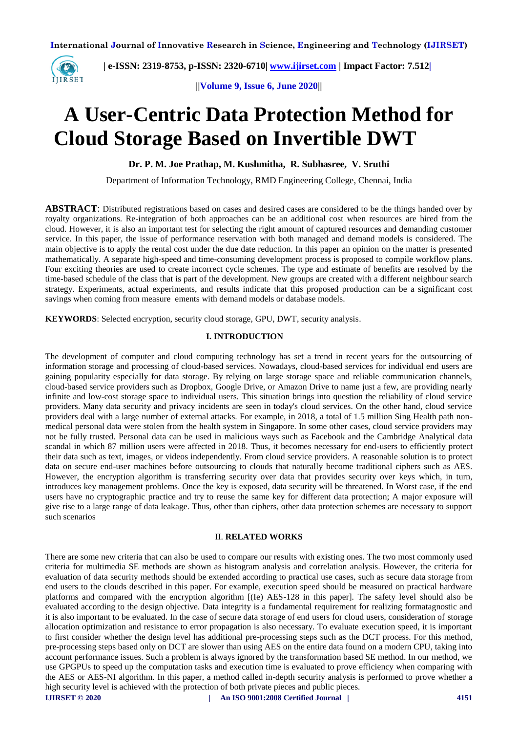# A User-Centric Data Protection Method for Cloud Storage Based on Invertible DWT

**Dr. P. M. Joe Prathap, M. Kushmitha, R. Subhasree, V. Sruthi**

Department of Information Technology, RMD Engineering College, Chennai, India

**ABSTRACT**: Distributed registrations based on cases and desired cases are considered to be the things handed over by royalty organizations. Re-integration of both approaches can be an additional cost when resources are hired from the cloud. However, it is also an important test for selecting the right amount of captured resources and demanding customer service. In this paper, the issue of performance reservation with both managed and demand models is considered. The main objective is to apply the rental cost under the due date reduction. In this paper an opinion on the matter is presented mathematically. A separate high-speed and time-consuming development process is proposed to compile workflow plans. Four exciting theories are used to create incorrect cycle schemes. The type and estimate of benefits are resolved by the time-based schedule of the class that is part of the development. New groups are created with a different neighbour search strategy. Experiments, actual experiments, and results indicate that this proposed production can be a significant cost savings when coming from measure ements with demand models or database models.

**KEYWORDS**: Selected encryption, security cloud storage, GPU, DWT, security analysis.

## I. INTRODUCTION

The development of computer and cloud computing technology has set a trend in recent years for the outsourcing of information storage and processing of cloud-based services. Nowadays, cloud-based services for individual end users are gaining popularity especially for data storage. By relying on large storage space and reliable communication channels, cloud-based service providers such as Dropbox, Google Drive, or Amazon Drive to name just a few, are providing nearly infinite and low-cost storage space to individual users. This situation brings into question the reliability of cloud service providers. Many data security and privacy incidents are seen in today's cloud services. On the other hand, cloud service providers deal with a large number of external attacks. For example, in 2018, a total of 1.5 million Sing Health path non-medical personal data were stolen from the health system in Singapore. In some other cases, cloud service providers may not be fully trusted. Personal data can be used in malicious ways such as Facebook and the Cambridge Analytical data scandal in which 87 million users were affected in 2018. Thus, it becomes necessary for end-users to efficiently protect their data such as text, images, or videos independently. From cloud service providers. A reasonable solution is to protect data on secure end-user machines before outsourcing to clouds that naturally become traditional ciphers such as AES. However, the encryption algorithm is transferring security over data that provides security over keys which, in turn, introduces key management problems. Once the key is exposed, data security will be threatened. In Worst case, if the end users have no cryptographic practice and try to reuse the same key for different data protection; A major exposure will give rise to a large range of data leakage. Thus, other than ciphers, other data protection schemes are necessary to support such scenarios

## II. RELATED WORKS

There are some new criteria that can also be used to compare our results with existing ones. The two most commonly used criteria for multimedia SE methods are shown as histogram analysis and correlation analysis. However, the criteria for evaluation of data security methods should be extended according to practical use cases, such as secure data storage from end users to the clouds described in this paper. For example, execution speed should be measured on practical hardware platforms and compared with the encryption algorithm [(Ie) AES-128 in this paper]. The safety level should also be evaluated according to the design objective. Data integrity is a fundamental requirement for realizing formatagnostic and it is also important to be evaluated. In the case of secure data storage of end users for cloud users, consideration of storage allocation optimization and resistance to error propagation is also necessary. To evaluate execution speed, it is important to first consider whether the design level has additional pre-processing steps such as the DCT process. For this method, pre-processing steps based only on DCT are slower than using AES on the entire data found on a modern CPU, taking into account performance issues. Such a problem is always ignored by the transformation based SE method. In our method, we use GPGPUs to speed up the computation tasks and execution time is evaluated to prove efficiency when comparing with the AES or AES-NI algorithm. In this paper, a method called in-depth security analysis is performed to prove whether a high security level is achieved with the protection of both private pieces and public pieces.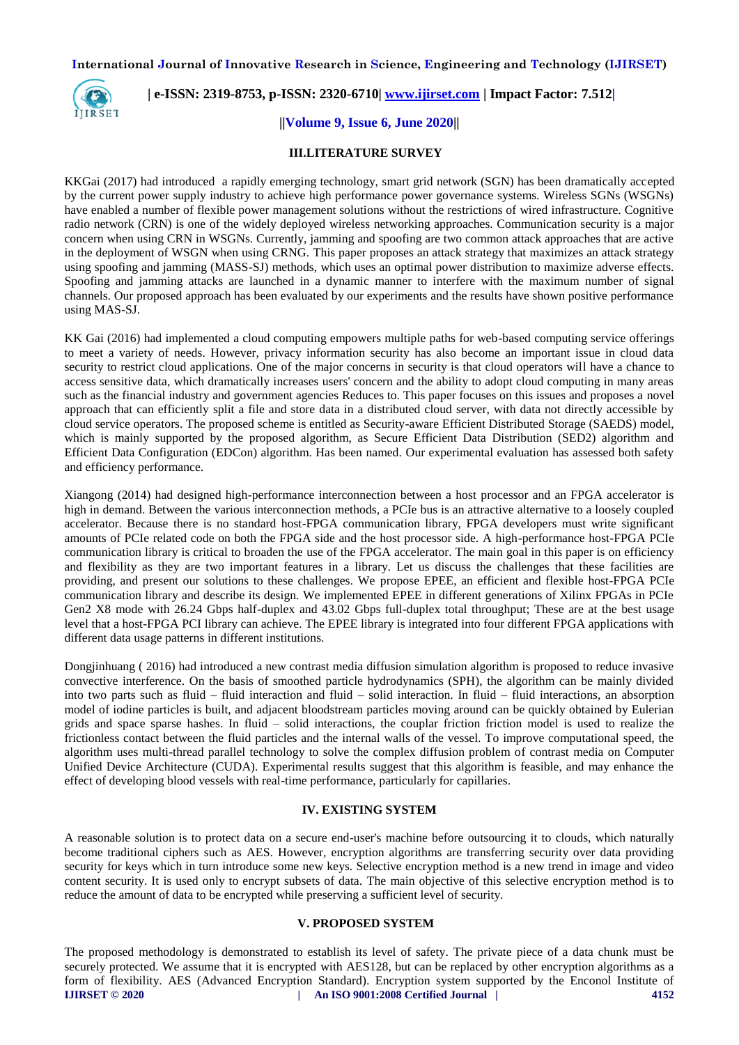## III.LITERATURE SURVEY

KKGai (2017) had introduced a rapidly emerging technology, smart grid network (SGN) has been dramatically accepted by the current power supply industry to achieve high performance power governance systems. Wireless SGNs (WSGNs) have enabled a number of flexible power management solutions without the restrictions of wired infrastructure. Cognitive radio network (CRN) is one of the widely deployed wireless networking approaches. Communication security is a major concern when using CRN in WSGNs. Currently, jamming and spoofing are two common attack approaches that are active in the deployment of WSGN when using CRNG. This paper proposes an attack strategy that maximizes an attack strategy using spoofing and jamming (MASS-SJ) methods, which uses an optimal power distribution to maximize adverse effects. Spoofing and jamming attacks are launched in a dynamic manner to interfere with the maximum number of signal channels. Our proposed approach has been evaluated by our experiments and the results have shown positive performance using MAS-SJ.

KK Gai (2016) had implemented a cloud computing empowers multiple paths for web-based computing service offerings to meet a variety of needs. However, privacy information security has also become an important issue in cloud data security to restrict cloud applications. One of the major concerns in security is that cloud operators will have a chance to access sensitive data, which dramatically increases users' concern and the ability to adopt cloud computing in many areas such as the financial industry and government agencies Reduces to. This paper focuses on this issues and proposes a novel approach that can efficiently split a file and store data in a distributed cloud server, with data not directly accessible by cloud service operators. The proposed scheme is entitled as Security-aware Efficient Distributed Storage (SAEDS) model, which is mainly supported by the proposed algorithm, as Secure Efficient Data Distribution (SED2) algorithm and Efficient Data Configuration (EDCon) algorithm. Has been named. Our experimental evaluation has assessed both safety and efficiency performance.

Xiangong (2014) had designed high-performance interconnection between a host processor and an FPGA accelerator is high in demand. Between the various interconnection methods, a PCIe bus is an attractive alternative to a loosely coupled accelerator. Because there is no standard host-FPGA communication library, FPGA developers must write significant amounts of PCIe related code on both the FPGA side and the host processor side. A high-performance host-FPGA PCIe communication library is critical to broaden the use of the FPGA accelerator. The main goal in this paper is on efficiency and flexibility as they are two important features in a library. Let us discuss the challenges that these facilities are providing, and present our solutions to these challenges. We propose EPEE, an efficient and flexible host-FPGA PCIe communication library and describe its design. We implemented EPEE in different generations of Xilinx FPGAs in PCIe Gen2 X8 mode with 26.24 Gbps half-duplex and 43.02 Gbps full-duplex total throughput; These are at the best usage level that a host-FPGA PCI library can achieve. The EPEE library is integrated into four different FPGA applications with different data usage patterns in different institutions.

Dongjinhuang ( 2016) had introduced a new contrast media diffusion simulation algorithm is proposed to reduce invasive convective interference. On the basis of smoothed particle hydrodynamics (SPH), the algorithm can be mainly divided into two parts such as fluid – fluid interaction and fluid – solid interaction. In fluid – fluid interactions, an absorption model of iodine particles is built, and adjacent bloodstream particles moving around can be quickly obtained by Eulerian grids and space sparse hashes. In fluid – solid interactions, the couplar friction friction model is used to realize the frictionless contact between the fluid particles and the internal walls of the vessel. To improve computational speed, the algorithm uses multi-thread parallel technology to solve the complex diffusion problem of contrast media on Computer Unified Device Architecture (CUDA). Experimental results suggest that this algorithm is feasible, and may enhance the effect of developing blood vessels with real-time performance, particularly for capillaries.

## IV. EXISTING SYSTEM

A reasonable solution is to protect data on a secure end-user's machine before outsourcing it to clouds, which naturally become traditional ciphers such as AES. However, encryption algorithms are transferring security over data providing security for keys which in turn introduce some new keys. Selective encryption method is a new trend in image and video content security. It is used only to encrypt subsets of data. The main objective of this selective encryption method is to reduce the amount of data to be encrypted while preserving a sufficient level of security.

## V. PROPOSED SYSTEM

The proposed methodology is demonstrated to establish its level of safety. The private piece of a data chunk must be securely protected. We assume that it is encrypted with AES128, but can be replaced by other encryption algorithms as a form of flexibility. AES (Advanced Encryption Standard). Encryption system supported by the Enconol Institute of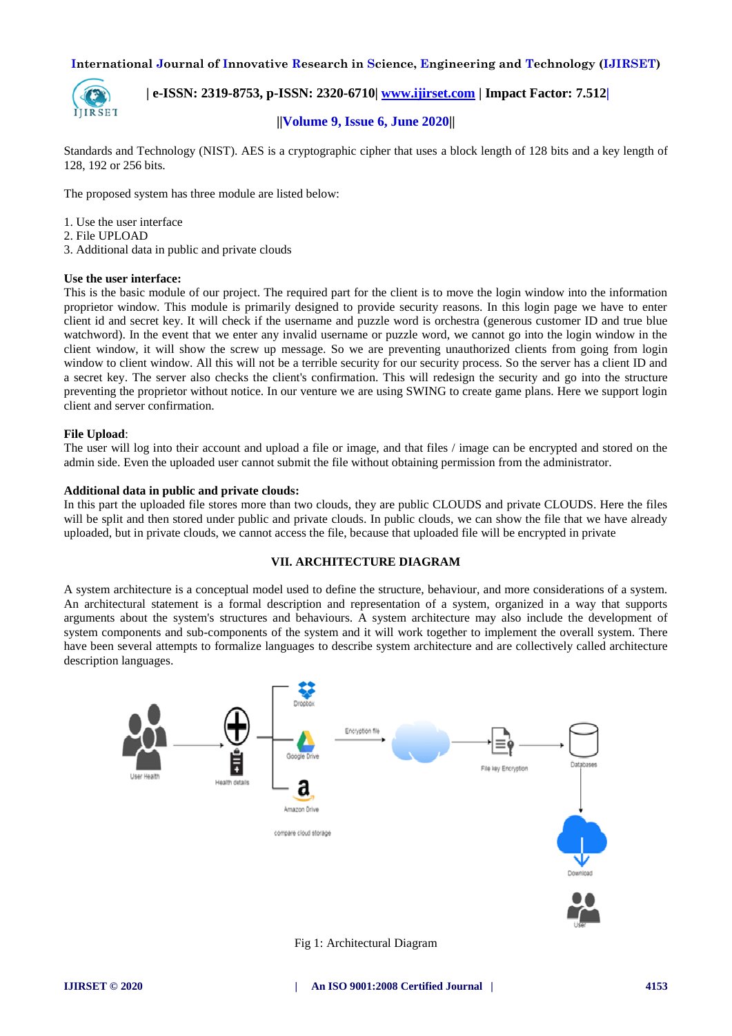Standards and Technology (NIST). AES is a cryptographic cipher that uses a block length of 128 bits and a key length of 128, 192 or 256 bits.

The proposed system has three module are listed below:

1. Use the user interface
2. File UPLOAD
3. Additional data in public and private clouds

**Use the user interface:**

This is the basic module of our project. The required part for the client is to move the login window into the information proprietor window. This module is primarily designed to provide security reasons. In this login page we have to enter client id and secret key. It will check if the username and puzzle word is orchestra (generous customer ID and true blue watchword). In the event that we enter any invalid username or puzzle word, we cannot go into the login window in the client window, it will show the screw up message. So we are preventing unauthorized clients from going from login window to client window. All this will not be a terrible security for our security process. So the server has a client ID and a secret key. The server also checks the client's confirmation. This will redesign the security and go into the structure preventing the proprietor without notice. In our venture we are using SWING to create game plans. Here we support login client and server confirmation.

**File Upload**:

The user will log into their account and upload a file or image, and that files / image can be encrypted and stored on the admin side. Even the uploaded user cannot submit the file without obtaining permission from the administrator.

**Additional data in public and private clouds:**

In this part the uploaded file stores more than two clouds, they are public CLOUDS and private CLOUDS. Here the files will be split and then stored under public and private clouds. In public clouds, we can show the file that we have already uploaded, but in private clouds, we cannot access the file, because that uploaded file will be encrypted in private

## VII. ARCHITECTURE DIAGRAM

A system architecture is a conceptual model used to define the structure, behaviour, and more considerations of a system. An architectural statement is a formal description and representation of a system, organized in a way that supports arguments about the system's structures and behaviours. A system architecture may also include the development of system components and sub-components of the system and it will work together to implement the overall system. There have been several attempts to formalize languages to describe system architecture and are collectively called architecture description languages.

Fig 1: Architectural Diagram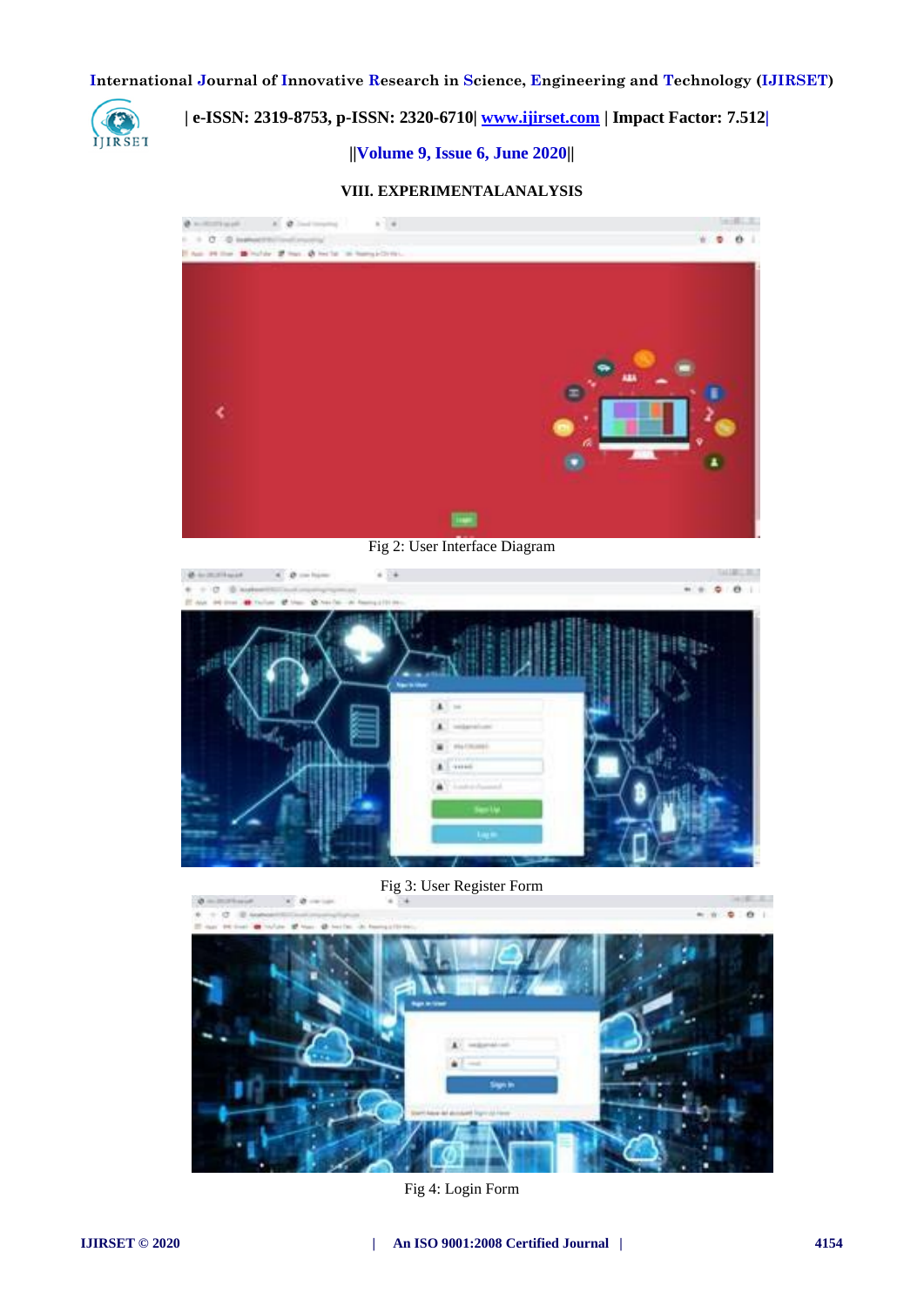## VIII. EXPERIMENTALANALYSIS

Fig 2: User Interface Diagram

Fig 3: User Register Form

Fig 4: Login Form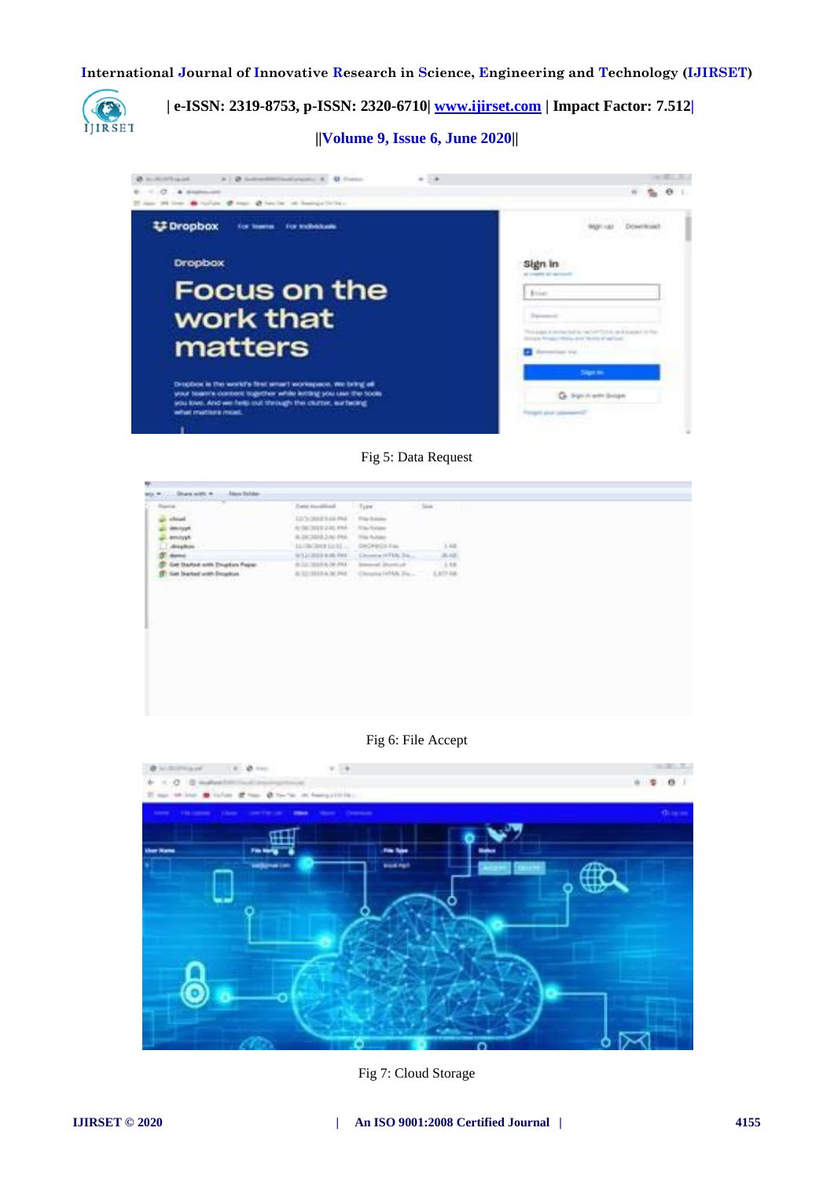Fig 5: Data Request

Fig 6: File Accept

Fig 7: Cloud Storage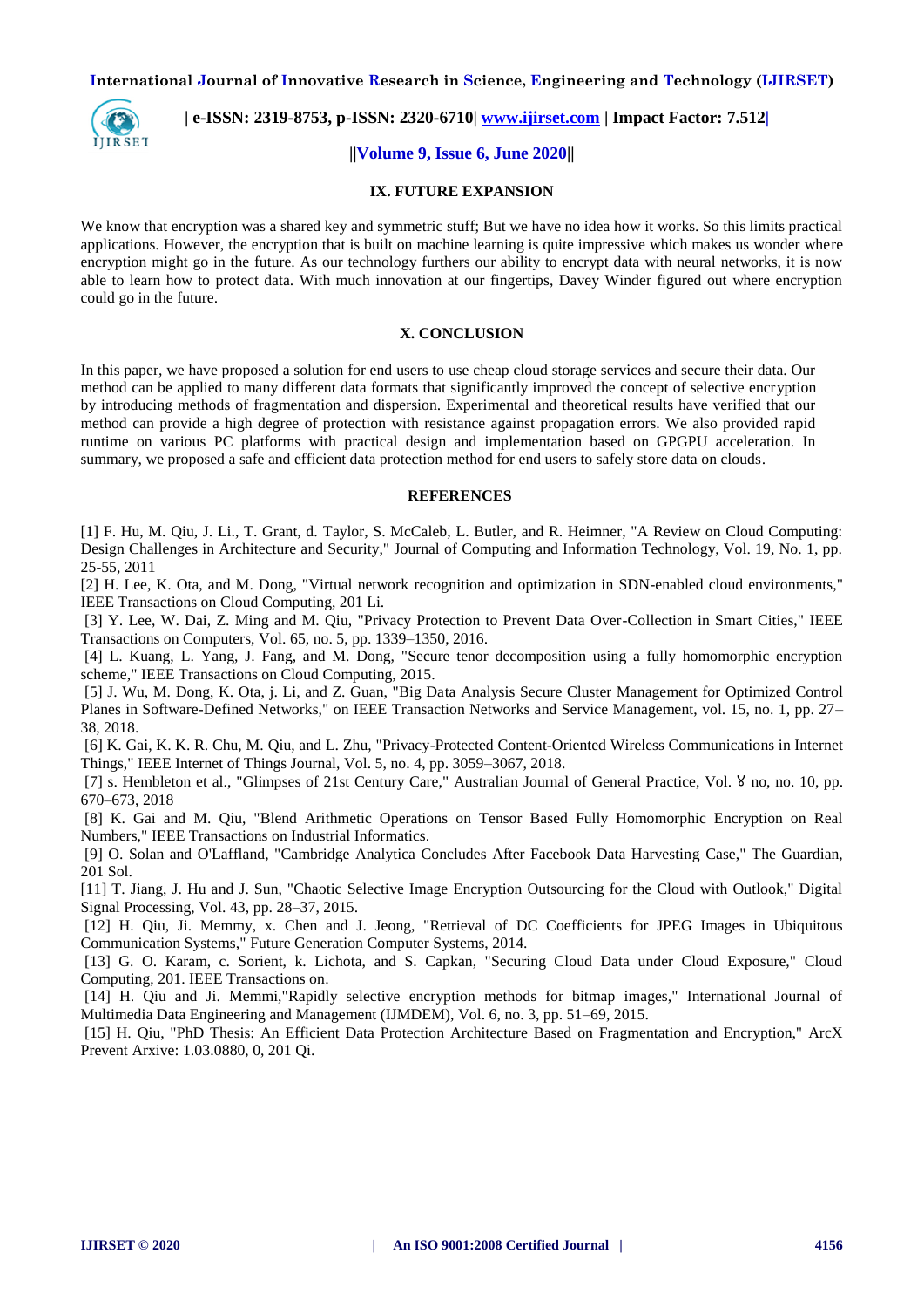## IX. FUTURE EXPANSION

We know that encryption was a shared key and symmetric stuff; But we have no idea how it works. So this limits practical applications. However, the encryption that is built on machine learning is quite impressive which makes us wonder where encryption might go in the future. As our technology furthers our ability to encrypt data with neural networks, it is now able to learn how to protect data. With much innovation at our fingertips, Davey Winder figured out where encryption could go in the future.

## X. CONCLUSION

In this paper, we have proposed a solution for end users to use cheap cloud storage services and secure their data. Our method can be applied to many different data formats that significantly improved the concept of selective encryption by introducing methods of fragmentation and dispersion. Experimental and theoretical results have verified that our method can provide a high degree of protection with resistance against propagation errors. We also provided rapid runtime on various PC platforms with practical design and implementation based on GPGPU acceleration. In summary, we proposed a safe and efficient data protection method for end users to safely store data on clouds.

## REFERENCES

[1] F. Hu, M. Qiu, J. Li., T. Grant, d. Taylor, S. McCaleb, L. Butler, and R. Heimner, "A Review on Cloud Computing: Design Challenges in Architecture and Security," Journal of Computing and Information Technology, Vol. 19, No. 1, pp. 25-55, 2011

[2] H. Lee, K. Ota, and M. Dong, "Virtual network recognition and optimization in SDN-enabled cloud environments," IEEE Transactions on Cloud Computing, 201 Li.

[3] Y. Lee, W. Dai, Z. Ming and M. Qiu, "Privacy Protection to Prevent Data Over-Collection in Smart Cities," IEEE Transactions on Computers, Vol. 65, no. 5, pp. 1339–1350, 2016.

[4] L. Kuang, L. Yang, J. Fang, and M. Dong, "Secure tenor decomposition using a fully homomorphic encryption scheme," IEEE Transactions on Cloud Computing, 2015.

[5] J. Wu, M. Dong, K. Ota, j. Li, and Z. Guan, "Big Data Analysis Secure Cluster Management for Optimized Control Planes in Software-Defined Networks," on IEEE Transaction Networks and Service Management, vol. 15, no. 1, pp. 27–38, 2018.

[6] K. Gai, K. K. R. Chu, M. Qiu, and L. Zhu, "Privacy-Protected Content-Oriented Wireless Communications in Internet Things," IEEE Internet of Things Journal, Vol. 5, no. 4, pp. 3059–3067, 2018.

[7] s. Hembleton et al., "Glimpses of 21st Century Care," Australian Journal of General Practice, Vol. ४ no, no. 10, pp. 670–673, 2018

[8] K. Gai and M. Qiu, "Blend Arithmetic Operations on Tensor Based Fully Homomorphic Encryption on Real Numbers," IEEE Transactions on Industrial Informatics.

[9] O. Solan and O'Laffland, "Cambridge Analytica Concludes After Facebook Data Harvesting Case," The Guardian, 201 Sol.

[11] T. Jiang, J. Hu and J. Sun, "Chaotic Selective Image Encryption Outsourcing for the Cloud with Outlook," Digital Signal Processing, Vol. 43, pp. 28–37, 2015.

[12] H. Qiu, Ji. Memmy, x. Chen and J. Jeong, "Retrieval of DC Coefficients for JPEG Images in Ubiquitous Communication Systems," Future Generation Computer Systems, 2014.

[13] G. O. Karam, c. Sorient, k. Lichota, and S. Capkan, "Securing Cloud Data under Cloud Exposure," Cloud Computing, 201. IEEE Transactions on.

[14] H. Qiu and Ji. Memmi,"Rapidly selective encryption methods for bitmap images," International Journal of Multimedia Data Engineering and Management (IJMDEM), Vol. 6, no. 3, pp. 51–69, 2015.

[15] H. Qiu, "PhD Thesis: An Efficient Data Protection Architecture Based on Fragmentation and Encryption," ArcX Prevent Arxive: 1.03.0880, 0, 201 Qi.